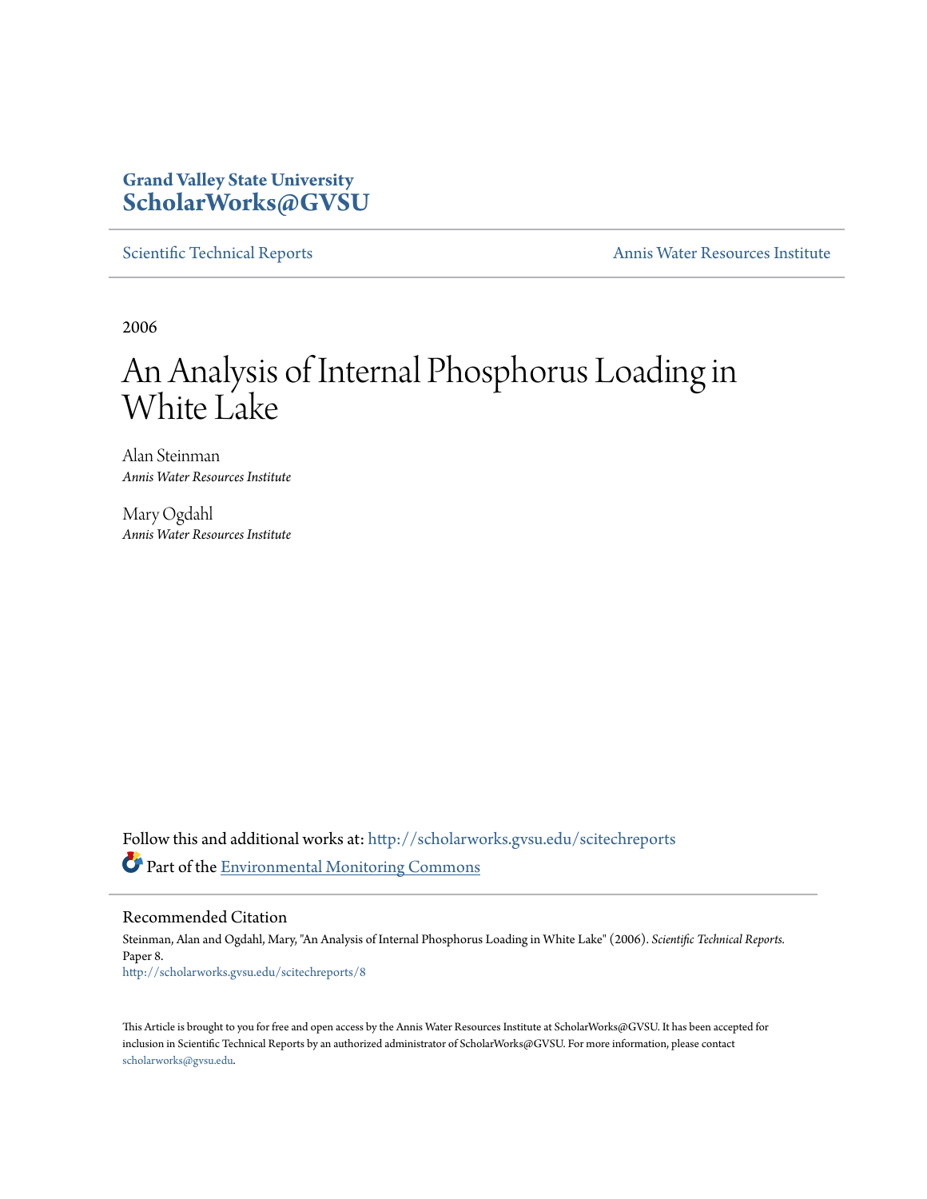Grand Valley State University
**ScholarWorks@GVSU**

Scientific Technical Reports | Annis Water Resources Institute

2006

# An Analysis of Internal Phosphorus Loading in White Lake

Alan Steinman
*Annis Water Resources Institute*

Mary Ogdahl
*Annis Water Resources Institute*

Follow this and additional works at: http://scholarworks.gvsu.edu/scitechreports

Part of the Environmental Monitoring Commons

## Recommended Citation

Steinman, Alan and Ogdahl, Mary, "An Analysis of Internal Phosphorus Loading in White Lake" (2006). *Scientific Technical Reports*. Paper 8.
http://scholarworks.gvsu.edu/scitechreports/8

This Article is brought to you for free and open access by the Annis Water Resources Institute at ScholarWorks@GVSU. It has been accepted for inclusion in Scientific Technical Reports by an authorized administrator of ScholarWorks@GVSU. For more information, please contact scholarworks@gvsu.edu.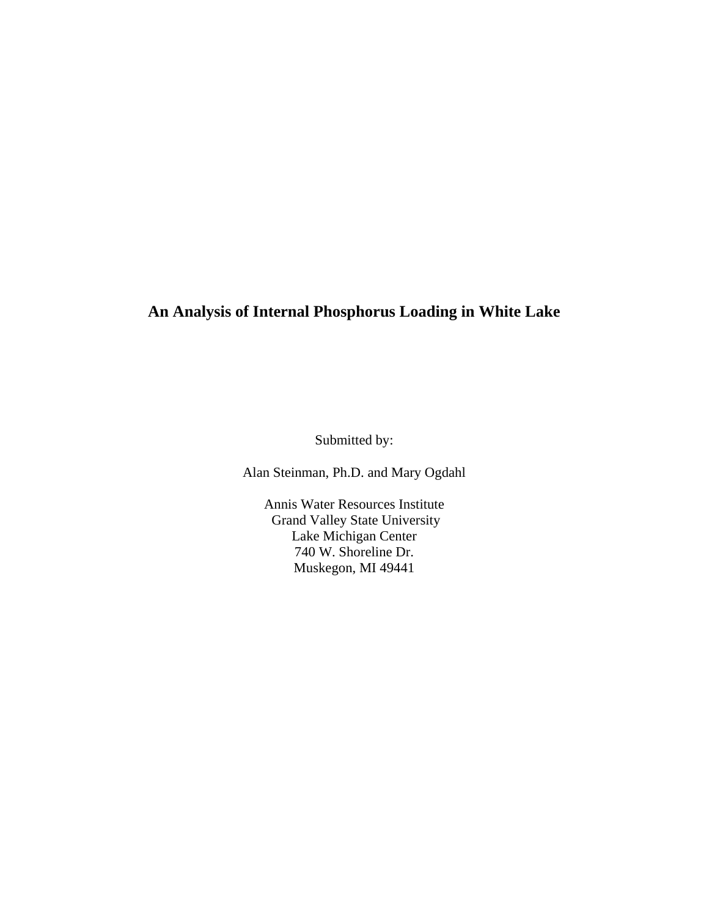# An Analysis of Internal Phosphorus Loading in White Lake

Submitted by:

Alan Steinman, Ph.D. and Mary Ogdahl

Annis Water Resources Institute
Grand Valley State University
Lake Michigan Center
740 W. Shoreline Dr.
Muskegon, MI 49441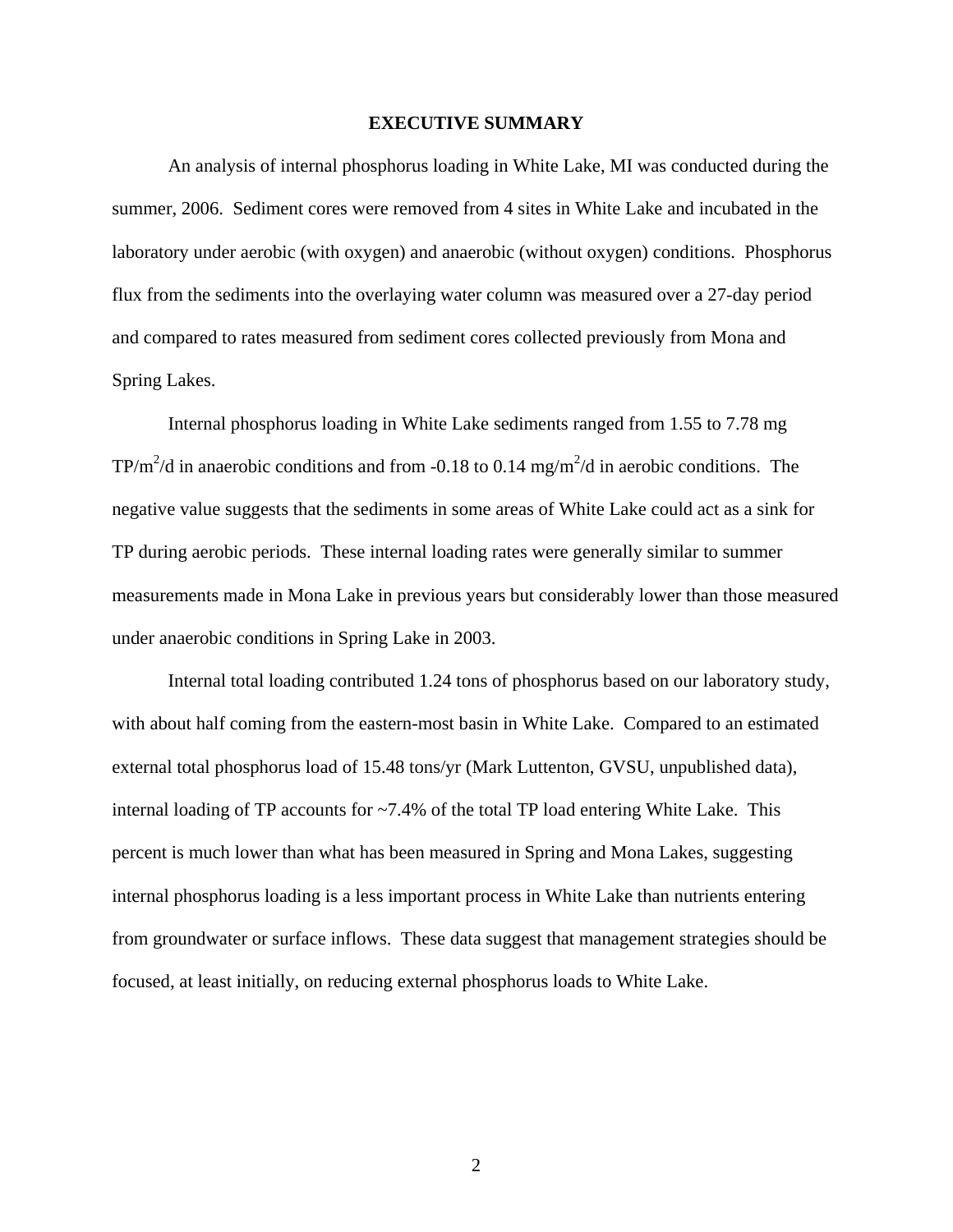# EXECUTIVE SUMMARY

An analysis of internal phosphorus loading in White Lake, MI was conducted during the summer, 2006. Sediment cores were removed from 4 sites in White Lake and incubated in the laboratory under aerobic (with oxygen) and anaerobic (without oxygen) conditions. Phosphorus flux from the sediments into the overlaying water column was measured over a 27-day period and compared to rates measured from sediment cores collected previously from Mona and Spring Lakes.

Internal phosphorus loading in White Lake sediments ranged from 1.55 to 7.78 mg TP/$m^2$/d in anaerobic conditions and from -0.18 to 0.14 mg/$m^2$/d in aerobic conditions. The negative value suggests that the sediments in some areas of White Lake could act as a sink for TP during aerobic periods. These internal loading rates were generally similar to summer measurements made in Mona Lake in previous years but considerably lower than those measured under anaerobic conditions in Spring Lake in 2003.

Internal total loading contributed 1.24 tons of phosphorus based on our laboratory study, with about half coming from the eastern-most basin in White Lake. Compared to an estimated external total phosphorus load of 15.48 tons/yr (Mark Luttenton, GVSU, unpublished data), internal loading of TP accounts for ~7.4% of the total TP load entering White Lake. This percent is much lower than what has been measured in Spring and Mona Lakes, suggesting internal phosphorus loading is a less important process in White Lake than nutrients entering from groundwater or surface inflows. These data suggest that management strategies should be focused, at least initially, on reducing external phosphorus loads to White Lake.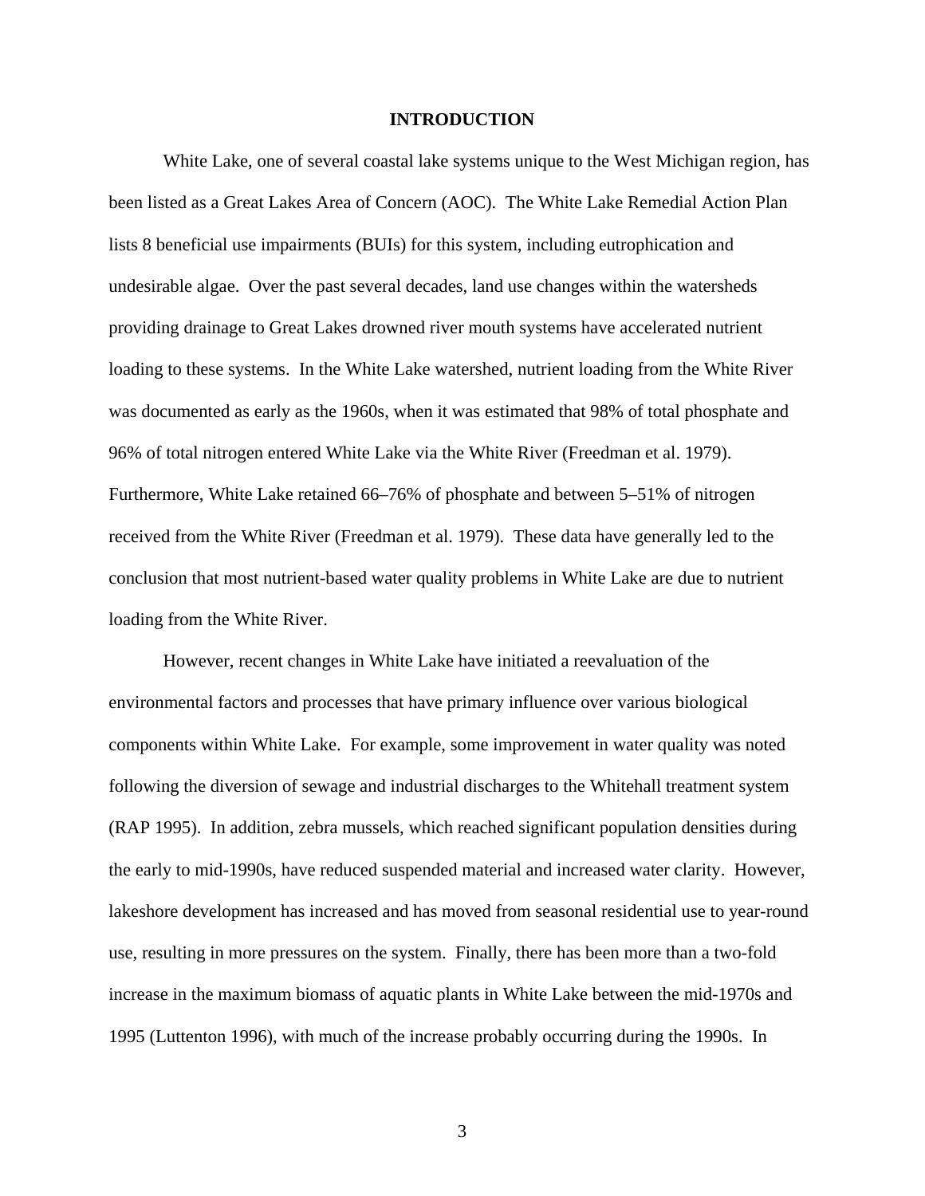# INTRODUCTION

White Lake, one of several coastal lake systems unique to the West Michigan region, has been listed as a Great Lakes Area of Concern (AOC). The White Lake Remedial Action Plan lists 8 beneficial use impairments (BUIs) for this system, including eutrophication and undesirable algae. Over the past several decades, land use changes within the watersheds providing drainage to Great Lakes drowned river mouth systems have accelerated nutrient loading to these systems. In the White Lake watershed, nutrient loading from the White River was documented as early as the 1960s, when it was estimated that 98% of total phosphate and 96% of total nitrogen entered White Lake via the White River (Freedman et al. 1979). Furthermore, White Lake retained 66–76% of phosphate and between 5–51% of nitrogen received from the White River (Freedman et al. 1979). These data have generally led to the conclusion that most nutrient-based water quality problems in White Lake are due to nutrient loading from the White River.

However, recent changes in White Lake have initiated a reevaluation of the environmental factors and processes that have primary influence over various biological components within White Lake. For example, some improvement in water quality was noted following the diversion of sewage and industrial discharges to the Whitehall treatment system (RAP 1995). In addition, zebra mussels, which reached significant population densities during the early to mid-1990s, have reduced suspended material and increased water clarity. However, lakeshore development has increased and has moved from seasonal residential use to year-round use, resulting in more pressures on the system. Finally, there has been more than a two-fold increase in the maximum biomass of aquatic plants in White Lake between the mid-1970s and 1995 (Luttenton 1996), with much of the increase probably occurring during the 1990s. In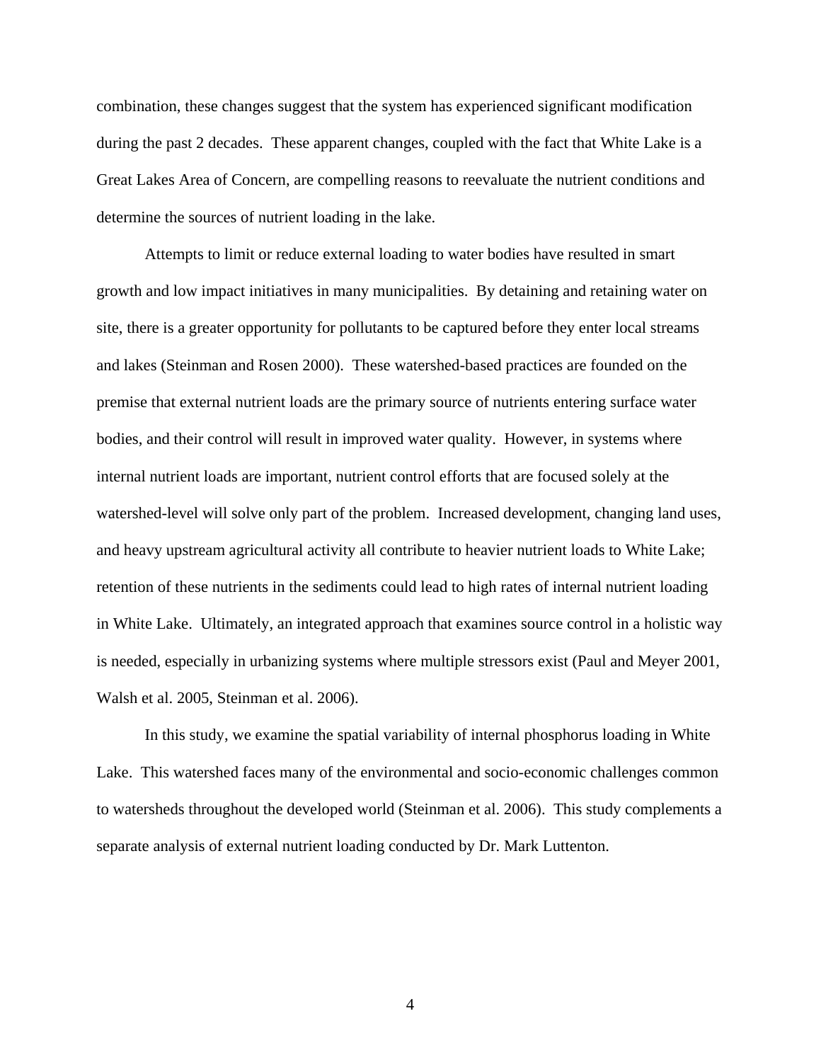combination, these changes suggest that the system has experienced significant modification during the past 2 decades. These apparent changes, coupled with the fact that White Lake is a Great Lakes Area of Concern, are compelling reasons to reevaluate the nutrient conditions and determine the sources of nutrient loading in the lake.

Attempts to limit or reduce external loading to water bodies have resulted in smart growth and low impact initiatives in many municipalities. By detaining and retaining water on site, there is a greater opportunity for pollutants to be captured before they enter local streams and lakes (Steinman and Rosen 2000). These watershed-based practices are founded on the premise that external nutrient loads are the primary source of nutrients entering surface water bodies, and their control will result in improved water quality. However, in systems where internal nutrient loads are important, nutrient control efforts that are focused solely at the watershed-level will solve only part of the problem. Increased development, changing land uses, and heavy upstream agricultural activity all contribute to heavier nutrient loads to White Lake; retention of these nutrients in the sediments could lead to high rates of internal nutrient loading in White Lake. Ultimately, an integrated approach that examines source control in a holistic way is needed, especially in urbanizing systems where multiple stressors exist (Paul and Meyer 2001, Walsh et al. 2005, Steinman et al. 2006).

In this study, we examine the spatial variability of internal phosphorus loading in White Lake. This watershed faces many of the environmental and socio-economic challenges common to watersheds throughout the developed world (Steinman et al. 2006). This study complements a separate analysis of external nutrient loading conducted by Dr. Mark Luttenton.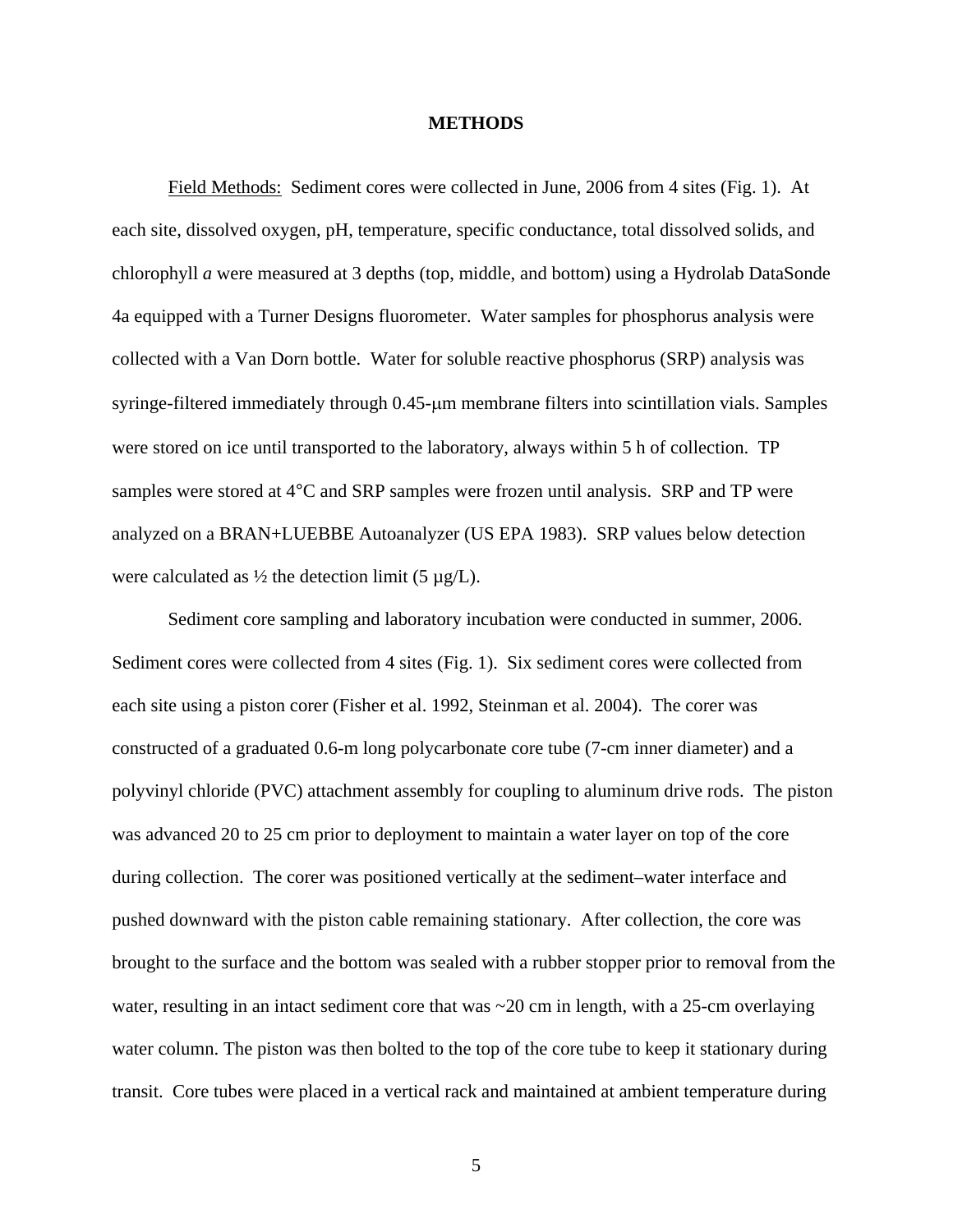## METHODS

Field Methods: Sediment cores were collected in June, 2006 from 4 sites (Fig. 1). At each site, dissolved oxygen, pH, temperature, specific conductance, total dissolved solids, and chlorophyll *a* were measured at 3 depths (top, middle, and bottom) using a Hydrolab DataSonde 4a equipped with a Turner Designs fluorometer. Water samples for phosphorus analysis were collected with a Van Dorn bottle. Water for soluble reactive phosphorus (SRP) analysis was syringe-filtered immediately through 0.45-μm membrane filters into scintillation vials. Samples were stored on ice until transported to the laboratory, always within 5 h of collection. TP samples were stored at 4°C and SRP samples were frozen until analysis. SRP and TP were analyzed on a BRAN+LUEBBE Autoanalyzer (US EPA 1983). SRP values below detection were calculated as ½ the detection limit (5 µg/L).

Sediment core sampling and laboratory incubation were conducted in summer, 2006. Sediment cores were collected from 4 sites (Fig. 1). Six sediment cores were collected from each site using a piston corer (Fisher et al. 1992, Steinman et al. 2004). The corer was constructed of a graduated 0.6-m long polycarbonate core tube (7-cm inner diameter) and a polyvinyl chloride (PVC) attachment assembly for coupling to aluminum drive rods. The piston was advanced 20 to 25 cm prior to deployment to maintain a water layer on top of the core during collection. The corer was positioned vertically at the sediment–water interface and pushed downward with the piston cable remaining stationary. After collection, the core was brought to the surface and the bottom was sealed with a rubber stopper prior to removal from the water, resulting in an intact sediment core that was ~20 cm in length, with a 25-cm overlaying water column. The piston was then bolted to the top of the core tube to keep it stationary during transit. Core tubes were placed in a vertical rack and maintained at ambient temperature during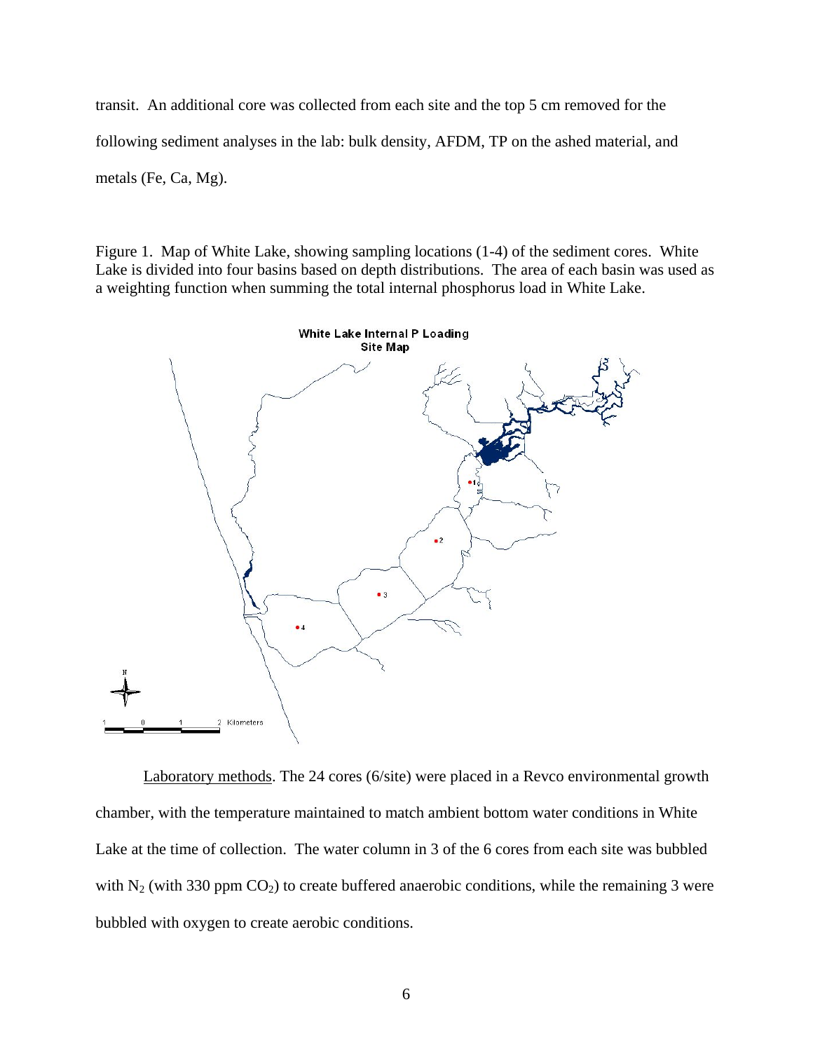transit. An additional core was collected from each site and the top 5 cm removed for the following sediment analyses in the lab: bulk density, AFDM, TP on the ashed material, and metals (Fe, Ca, Mg).

Figure 1. Map of White Lake, showing sampling locations (1-4) of the sediment cores. White Lake is divided into four basins based on depth distributions. The area of each basin was used as a weighting function when summing the total internal phosphorus load in White Lake.

Laboratory methods. The 24 cores (6/site) were placed in a Revco environmental growth chamber, with the temperature maintained to match ambient bottom water conditions in White Lake at the time of collection. The water column in 3 of the 6 cores from each site was bubbled with $N_2$ (with 330 ppm $CO_2$) to create buffered anaerobic conditions, while the remaining 3 were bubbled with oxygen to create aerobic conditions.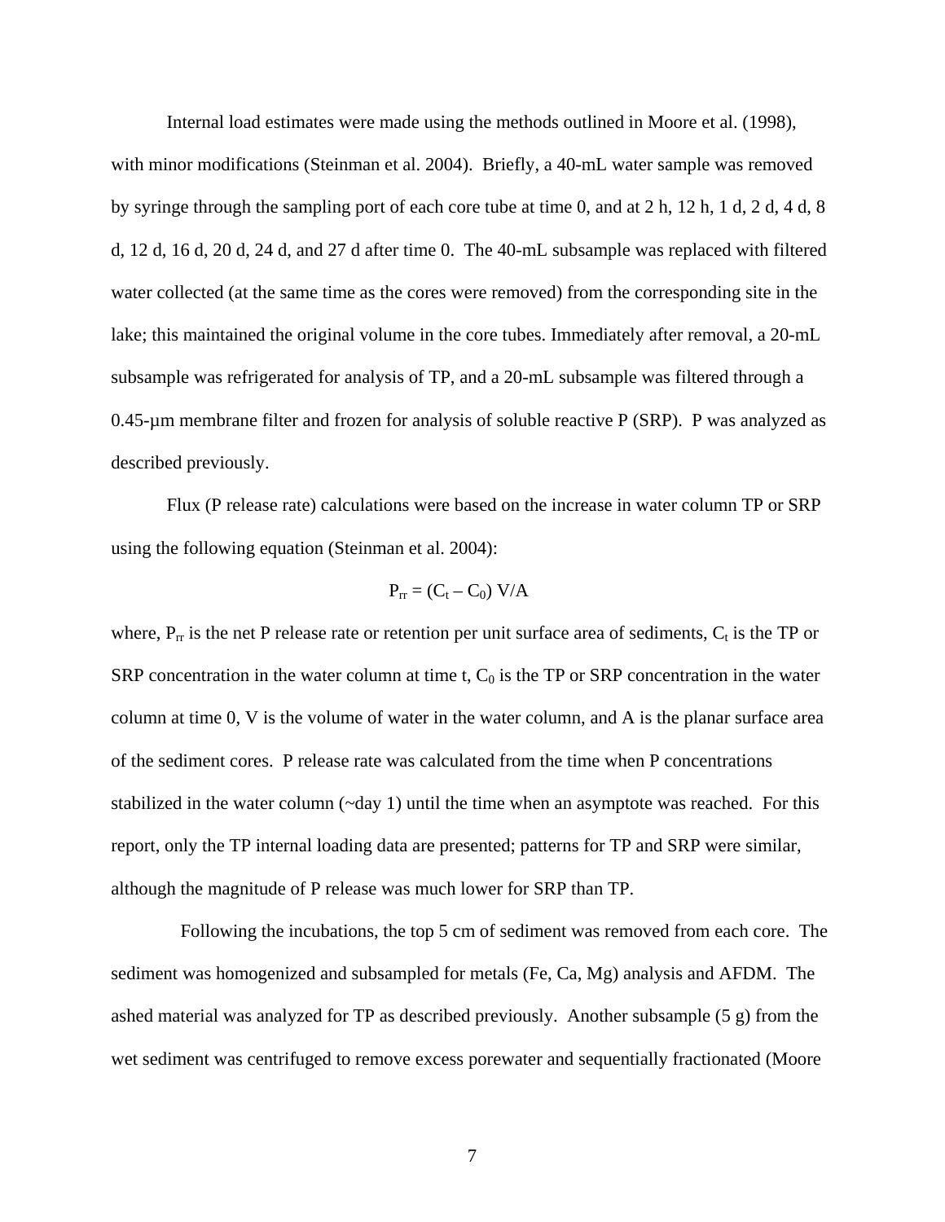Internal load estimates were made using the methods outlined in Moore et al. (1998), with minor modifications (Steinman et al. 2004). Briefly, a 40-mL water sample was removed by syringe through the sampling port of each core tube at time 0, and at 2 h, 12 h, 1 d, 2 d, 4 d, 8 d, 12 d, 16 d, 20 d, 24 d, and 27 d after time 0. The 40-mL subsample was replaced with filtered water collected (at the same time as the cores were removed) from the corresponding site in the lake; this maintained the original volume in the core tubes. Immediately after removal, a 20-mL subsample was refrigerated for analysis of TP, and a 20-mL subsample was filtered through a 0.45-µm membrane filter and frozen for analysis of soluble reactive P (SRP). P was analyzed as described previously.

Flux (P release rate) calculations were based on the increase in water column TP or SRP using the following equation (Steinman et al. 2004):

$$P_{rr} = (C_t – C_0)\ V/A$$

where, $P_{rr}$ is the net P release rate or retention per unit surface area of sediments, $C_t$ is the TP or SRP concentration in the water column at time t, $C_0$ is the TP or SRP concentration in the water column at time 0, V is the volume of water in the water column, and A is the planar surface area of the sediment cores. P release rate was calculated from the time when P concentrations stabilized in the water column (~day 1) until the time when an asymptote was reached. For this report, only the TP internal loading data are presented; patterns for TP and SRP were similar, although the magnitude of P release was much lower for SRP than TP.

Following the incubations, the top 5 cm of sediment was removed from each core. The sediment was homogenized and subsampled for metals (Fe, Ca, Mg) analysis and AFDM. The ashed material was analyzed for TP as described previously. Another subsample (5 g) from the wet sediment was centrifuged to remove excess porewater and sequentially fractionated (Moore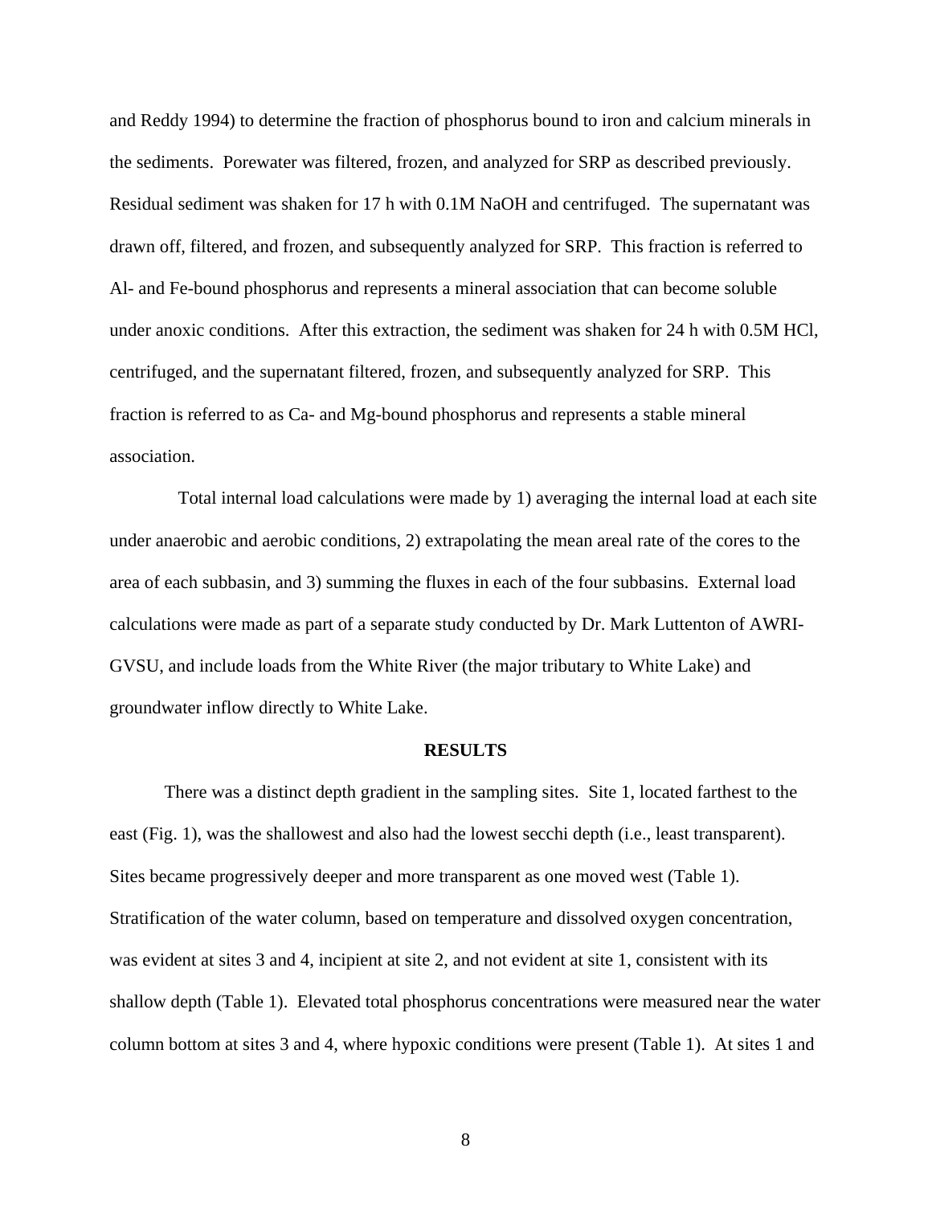and Reddy 1994) to determine the fraction of phosphorus bound to iron and calcium minerals in the sediments. Porewater was filtered, frozen, and analyzed for SRP as described previously. Residual sediment was shaken for 17 h with 0.1M NaOH and centrifuged. The supernatant was drawn off, filtered, and frozen, and subsequently analyzed for SRP. This fraction is referred to Al- and Fe-bound phosphorus and represents a mineral association that can become soluble under anoxic conditions. After this extraction, the sediment was shaken for 24 h with 0.5M HCl, centrifuged, and the supernatant filtered, frozen, and subsequently analyzed for SRP. This fraction is referred to as Ca- and Mg-bound phosphorus and represents a stable mineral association.

Total internal load calculations were made by 1) averaging the internal load at each site under anaerobic and aerobic conditions, 2) extrapolating the mean areal rate of the cores to the area of each subbasin, and 3) summing the fluxes in each of the four subbasins. External load calculations were made as part of a separate study conducted by Dr. Mark Luttenton of AWRI-GVSU, and include loads from the White River (the major tributary to White Lake) and groundwater inflow directly to White Lake.

## RESULTS

There was a distinct depth gradient in the sampling sites. Site 1, located farthest to the east (Fig. 1), was the shallowest and also had the lowest secchi depth (i.e., least transparent). Sites became progressively deeper and more transparent as one moved west (Table 1). Stratification of the water column, based on temperature and dissolved oxygen concentration, was evident at sites 3 and 4, incipient at site 2, and not evident at site 1, consistent with its shallow depth (Table 1). Elevated total phosphorus concentrations were measured near the water column bottom at sites 3 and 4, where hypoxic conditions were present (Table 1). At sites 1 and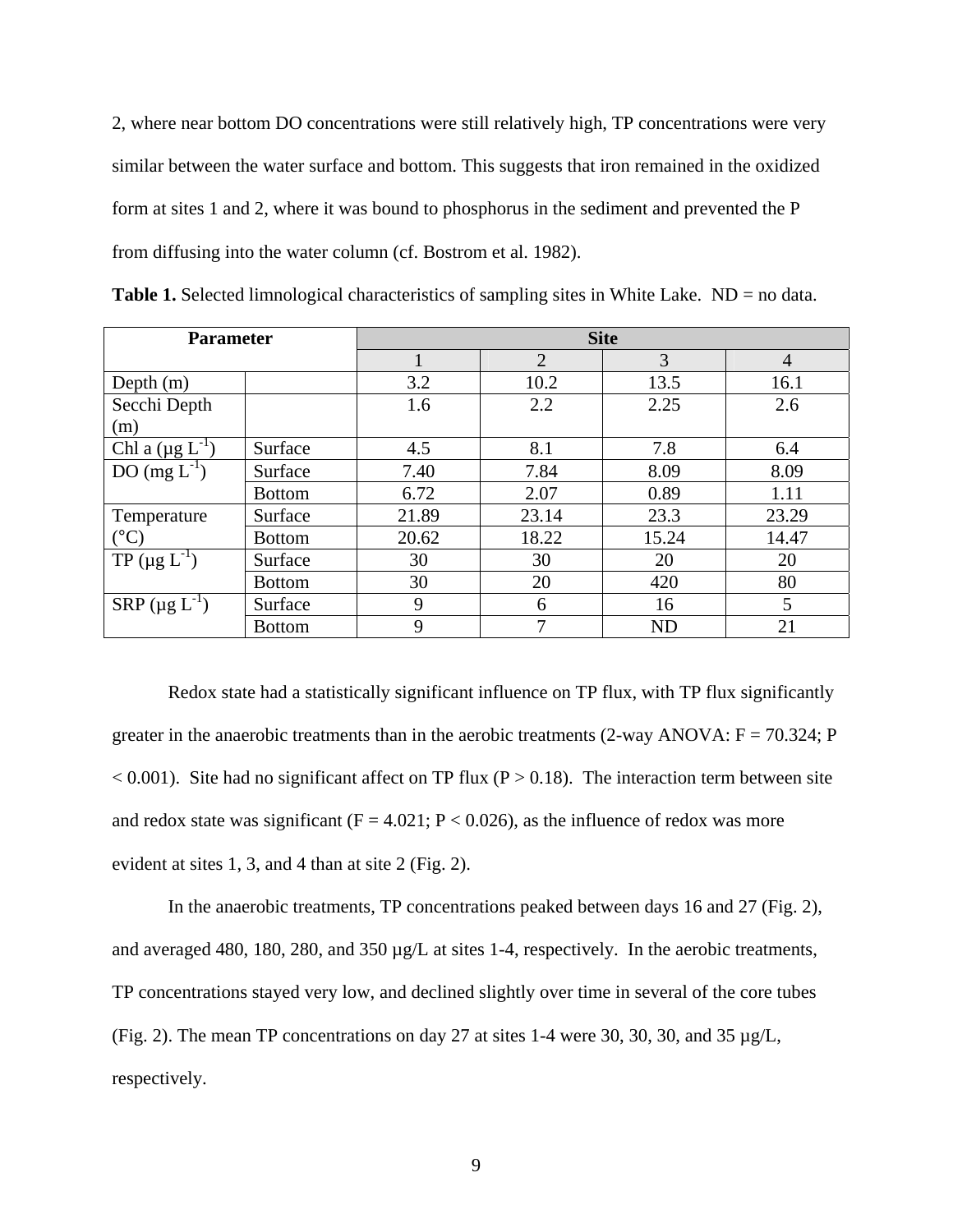2, where near bottom DO concentrations were still relatively high, TP concentrations were very similar between the water surface and bottom. This suggests that iron remained in the oxidized form at sites 1 and 2, where it was bound to phosphorus in the sediment and prevented the P from diffusing into the water column (cf. Bostrom et al. 1982).

**Table 1.** Selected limnological characteristics of sampling sites in White Lake. ND = no data.

| Parameter | | Site | | | |
|---|---|---|---|---|---|
| | | 1 | 2 | 3 | 4 |
| Depth (m) | | 3.2 | 10.2 | 13.5 | 16.1 |
| Secchi Depth (m) | | 1.6 | 2.2 | 2.25 | 2.6 |
| Chl a (µg $L^{-1}$) | Surface | 4.5 | 8.1 | 7.8 | 6.4 |
| DO (mg $L^{-1}$) | Surface | 7.40 | 7.84 | 8.09 | 8.09 |
| | Bottom | 6.72 | 2.07 | 0.89 | 1.11 |
| Temperature (°C) | Surface | 21.89 | 23.14 | 23.3 | 23.29 |
| | Bottom | 20.62 | 18.22 | 15.24 | 14.47 |
| TP (µg $L^{-1}$) | Surface | 30 | 30 | 20 | 20 |
| | Bottom | 30 | 20 | 420 | 80 |
| SRP (µg $L^{-1}$) | Surface | 9 | 6 | 16 | 5 |
| | Bottom | 9 | 7 | ND | 21 |

Redox state had a statistically significant influence on TP flux, with TP flux significantly greater in the anaerobic treatments than in the aerobic treatments (2-way ANOVA: $F = 70.324$; $P < 0.001$). Site had no significant affect on TP flux ($P > 0.18$). The interaction term between site and redox state was significant ($F = 4.021$; $P < 0.026$), as the influence of redox was more evident at sites 1, 3, and 4 than at site 2 (Fig. 2).

In the anaerobic treatments, TP concentrations peaked between days 16 and 27 (Fig. 2), and averaged 480, 180, 280, and 350 µg/L at sites 1-4, respectively. In the aerobic treatments, TP concentrations stayed very low, and declined slightly over time in several of the core tubes (Fig. 2). The mean TP concentrations on day 27 at sites 1-4 were 30, 30, 30, and 35 µg/L, respectively.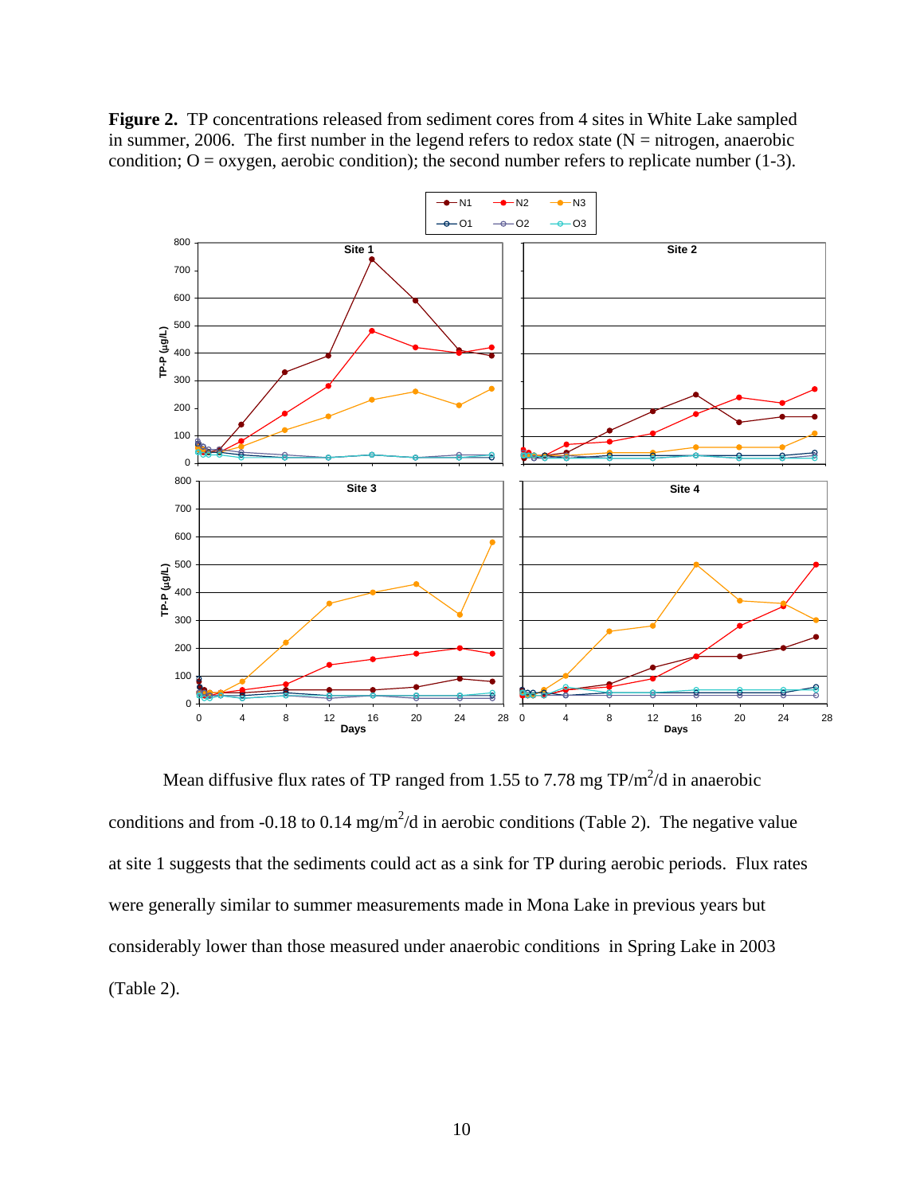**Figure 2.** TP concentrations released from sediment cores from 4 sites in White Lake sampled in summer, 2006. The first number in the legend refers to redox state (N = nitrogen, anaerobic condition; O = oxygen, aerobic condition); the second number refers to replicate number (1-3).

Mean diffusive flux rates of TP ranged from 1.55 to 7.78 mg TP/m$^2$/d in anaerobic conditions and from -0.18 to 0.14 mg/m$^2$/d in aerobic conditions (Table 2). The negative value at site 1 suggests that the sediments could act as a sink for TP during aerobic periods. Flux rates were generally similar to summer measurements made in Mona Lake in previous years but considerably lower than those measured under anaerobic conditions in Spring Lake in 2003 (Table 2).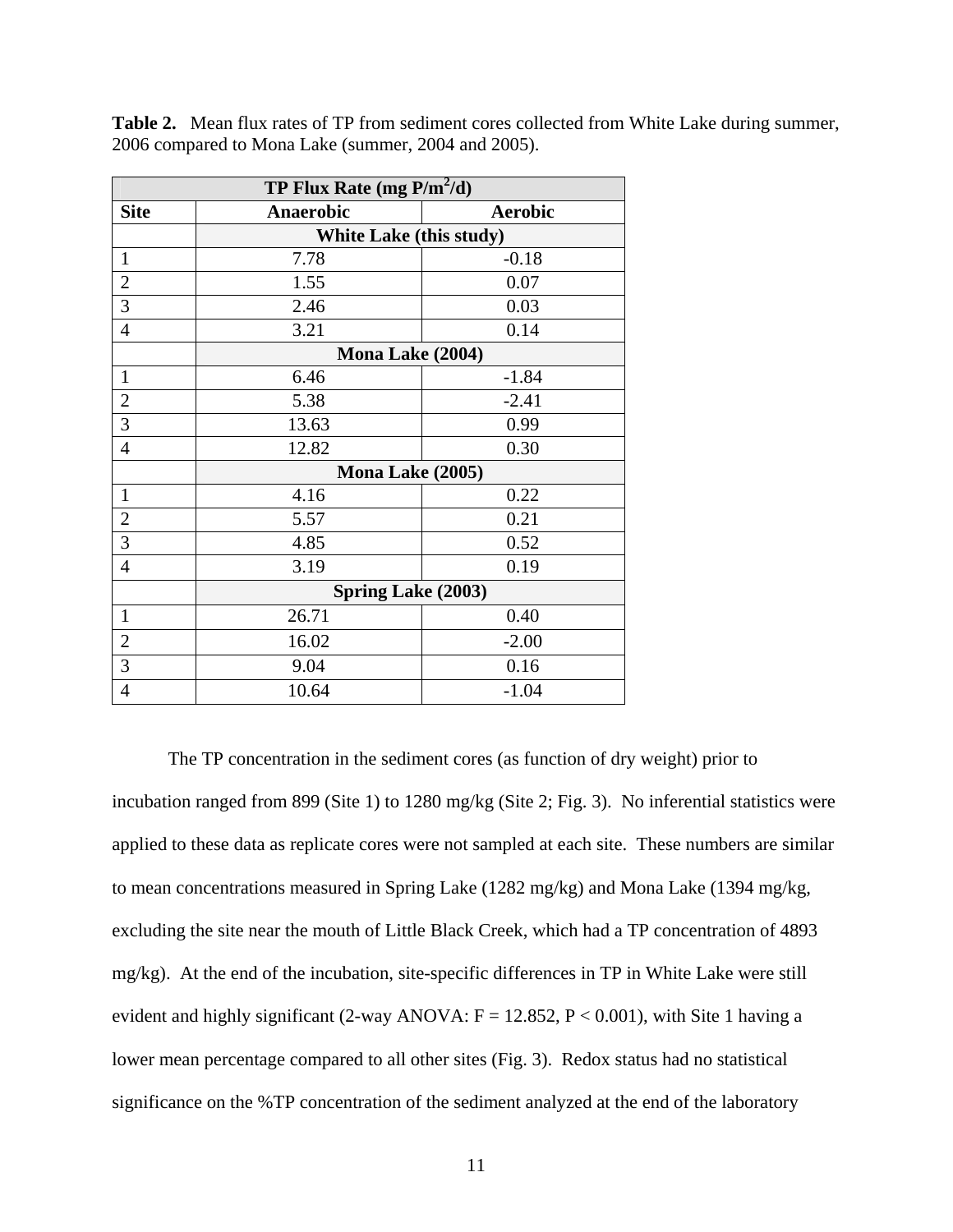**Table 2.** Mean flux rates of TP from sediment cores collected from White Lake during summer, 2006 compared to Mona Lake (summer, 2004 and 2005).

| TP Flux Rate (mg P/m$^2$/d) | | |
|---|---|---|
| **Site** | **Anaerobic** | **Aerobic** |
| | **White Lake (this study)** | |
| 1 | 7.78 | -0.18 |
| 2 | 1.55 | 0.07 |
| 3 | 2.46 | 0.03 |
| 4 | 3.21 | 0.14 |
| | **Mona Lake (2004)** | |
| 1 | 6.46 | -1.84 |
| 2 | 5.38 | -2.41 |
| 3 | 13.63 | 0.99 |
| 4 | 12.82 | 0.30 |
| | **Mona Lake (2005)** | |
| 1 | 4.16 | 0.22 |
| 2 | 5.57 | 0.21 |
| 3 | 4.85 | 0.52 |
| 4 | 3.19 | 0.19 |
| | **Spring Lake (2003)** | |
| 1 | 26.71 | 0.40 |
| 2 | 16.02 | -2.00 |
| 3 | 9.04 | 0.16 |
| 4 | 10.64 | -1.04 |

The TP concentration in the sediment cores (as function of dry weight) prior to incubation ranged from 899 (Site 1) to 1280 mg/kg (Site 2; Fig. 3). No inferential statistics were applied to these data as replicate cores were not sampled at each site. These numbers are similar to mean concentrations measured in Spring Lake (1282 mg/kg) and Mona Lake (1394 mg/kg, excluding the site near the mouth of Little Black Creek, which had a TP concentration of 4893 mg/kg). At the end of the incubation, site-specific differences in TP in White Lake were still evident and highly significant (2-way ANOVA: $F = 12.852$, $P < 0.001$), with Site 1 having a lower mean percentage compared to all other sites (Fig. 3). Redox status had no statistical significance on the %TP concentration of the sediment analyzed at the end of the laboratory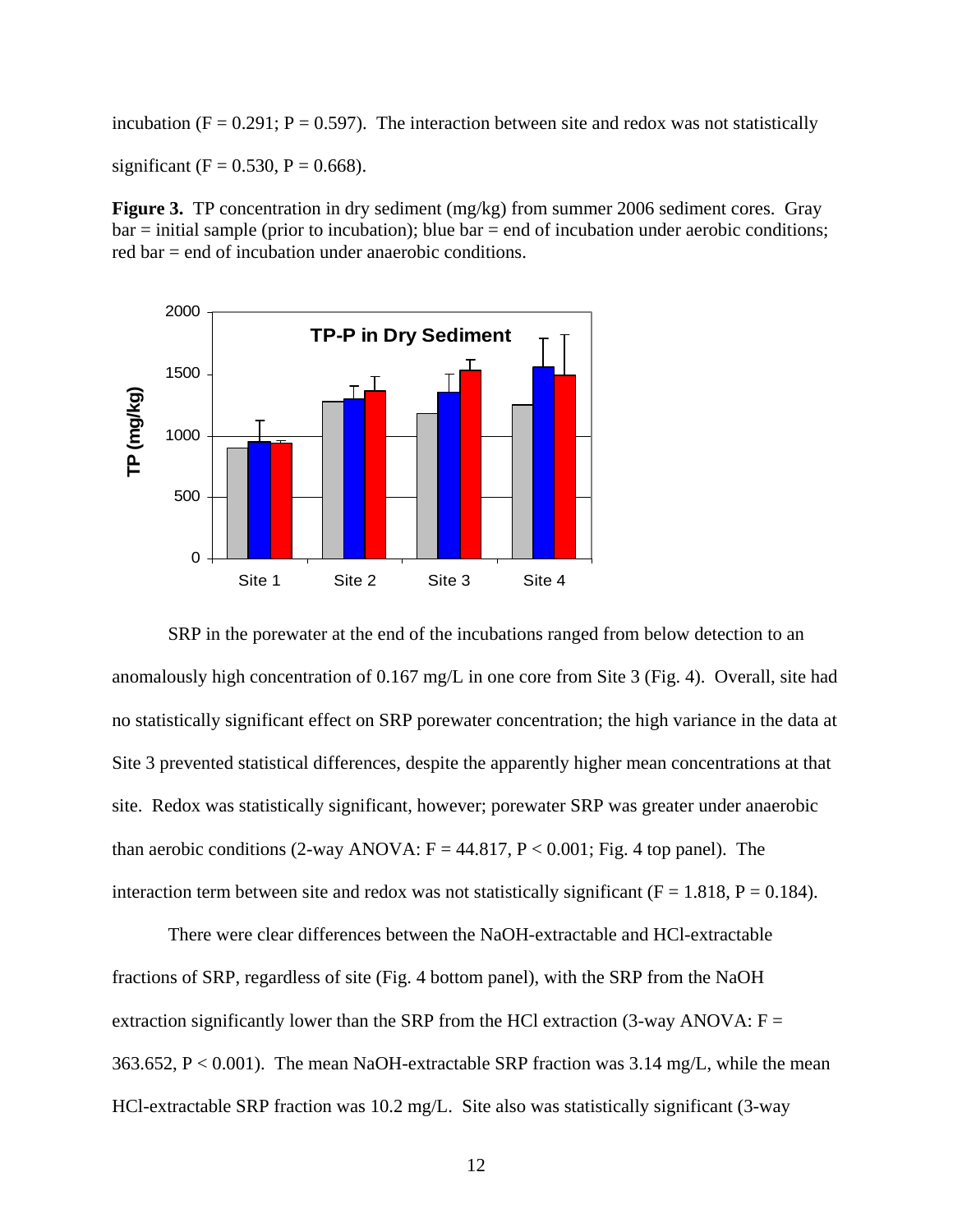incubation ($F = 0.291$; $P = 0.597$). The interaction between site and redox was not statistically significant ($F = 0.530$, $P = 0.668$).

**Figure 3.** TP concentration in dry sediment (mg/kg) from summer 2006 sediment cores. Gray bar = initial sample (prior to incubation); blue bar = end of incubation under aerobic conditions; red bar = end of incubation under anaerobic conditions.

SRP in the porewater at the end of the incubations ranged from below detection to an anomalously high concentration of 0.167 mg/L in one core from Site 3 (Fig. 4). Overall, site had no statistically significant effect on SRP porewater concentration; the high variance in the data at Site 3 prevented statistical differences, despite the apparently higher mean concentrations at that site. Redox was statistically significant, however; porewater SRP was greater under anaerobic than aerobic conditions (2-way ANOVA: $F = 44.817$, $P < 0.001$; Fig. 4 top panel). The interaction term between site and redox was not statistically significant ($F = 1.818$, $P = 0.184$).

There were clear differences between the NaOH-extractable and HCl-extractable fractions of SRP, regardless of site (Fig. 4 bottom panel), with the SRP from the NaOH extraction significantly lower than the SRP from the HCl extraction (3-way ANOVA: $F = 363.652$, $P < 0.001$). The mean NaOH-extractable SRP fraction was 3.14 mg/L, while the mean HCl-extractable SRP fraction was 10.2 mg/L. Site also was statistically significant (3-way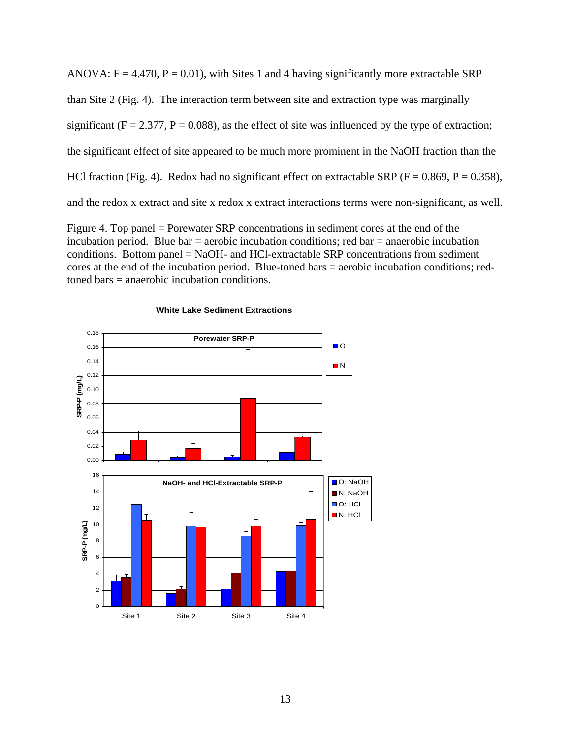ANOVA: $F = 4.470$, $P = 0.01$), with Sites 1 and 4 having significantly more extractable SRP than Site 2 (Fig. 4). The interaction term between site and extraction type was marginally significant ($F = 2.377$, $P = 0.088$), as the effect of site was influenced by the type of extraction; the significant effect of site appeared to be much more prominent in the NaOH fraction than the HCl fraction (Fig. 4). Redox had no significant effect on extractable SRP ($F = 0.869$, $P = 0.358$), and the redox x extract and site x redox x extract interactions terms were non-significant, as well.

Figure 4. Top panel = Porewater SRP concentrations in sediment cores at the end of the incubation period. Blue bar = aerobic incubation conditions; red bar = anaerobic incubation conditions. Bottom panel = NaOH- and HCl-extractable SRP concentrations from sediment cores at the end of the incubation period. Blue-toned bars = aerobic incubation conditions; red-toned bars = anaerobic incubation conditions.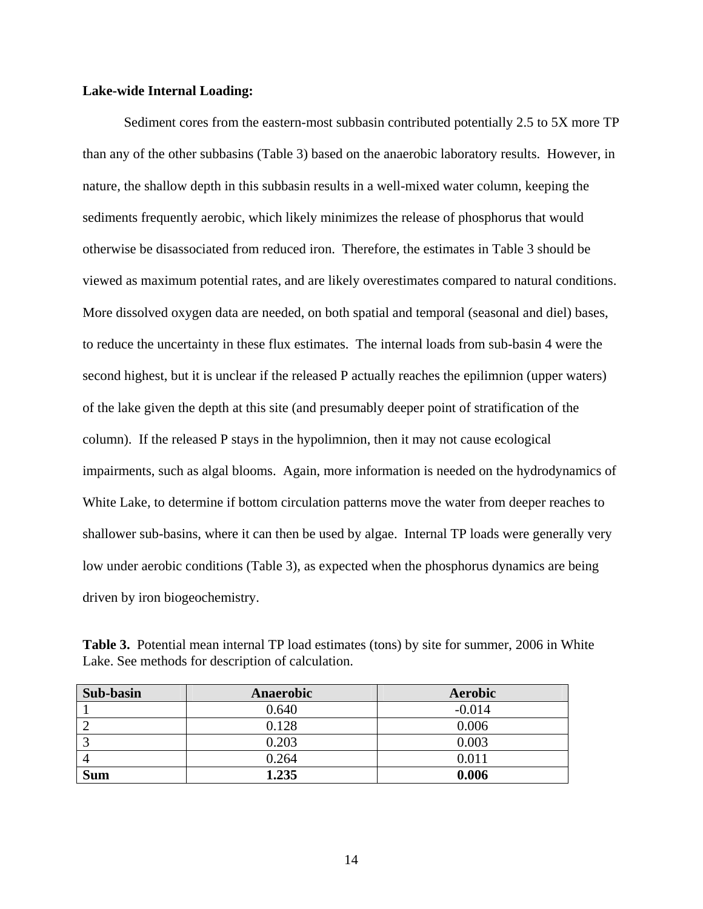**Lake-wide Internal Loading:**

Sediment cores from the eastern-most subbasin contributed potentially 2.5 to 5X more TP than any of the other subbasins (Table 3) based on the anaerobic laboratory results. However, in nature, the shallow depth in this subbasin results in a well-mixed water column, keeping the sediments frequently aerobic, which likely minimizes the release of phosphorus that would otherwise be disassociated from reduced iron. Therefore, the estimates in Table 3 should be viewed as maximum potential rates, and are likely overestimates compared to natural conditions. More dissolved oxygen data are needed, on both spatial and temporal (seasonal and diel) bases, to reduce the uncertainty in these flux estimates. The internal loads from sub-basin 4 were the second highest, but it is unclear if the released P actually reaches the epilimnion (upper waters) of the lake given the depth at this site (and presumably deeper point of stratification of the column). If the released P stays in the hypolimnion, then it may not cause ecological impairments, such as algal blooms. Again, more information is needed on the hydrodynamics of White Lake, to determine if bottom circulation patterns move the water from deeper reaches to shallower sub-basins, where it can then be used by algae. Internal TP loads were generally very low under aerobic conditions (Table 3), as expected when the phosphorus dynamics are being driven by iron biogeochemistry.

**Table 3.** Potential mean internal TP load estimates (tons) by site for summer, 2006 in White Lake. See methods for description of calculation.

| Sub-basin | Anaerobic | Aerobic |
|---|---|---|
| 1 | 0.640 | -0.014 |
| 2 | 0.128 | 0.006 |
| 3 | 0.203 | 0.003 |
| 4 | 0.264 | 0.011 |
| **Sum** | **1.235** | **0.006** |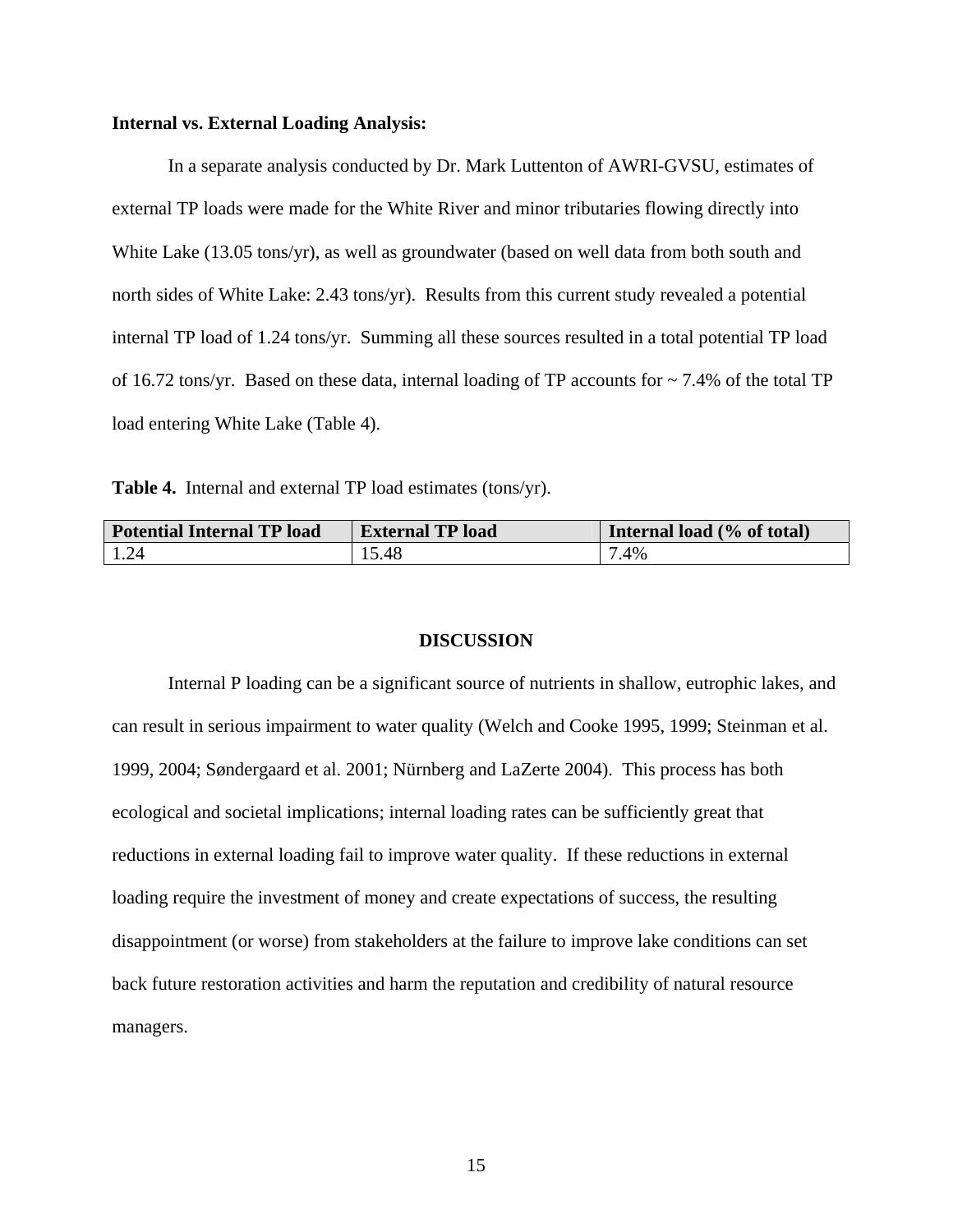**Internal vs. External Loading Analysis:**

In a separate analysis conducted by Dr. Mark Luttenton of AWRI-GVSU, estimates of external TP loads were made for the White River and minor tributaries flowing directly into White Lake (13.05 tons/yr), as well as groundwater (based on well data from both south and north sides of White Lake: 2.43 tons/yr). Results from this current study revealed a potential internal TP load of 1.24 tons/yr. Summing all these sources resulted in a total potential TP load of 16.72 tons/yr. Based on these data, internal loading of TP accounts for ~ 7.4% of the total TP load entering White Lake (Table 4).

**Table 4.** Internal and external TP load estimates (tons/yr).

| Potential Internal TP load | External TP load | Internal load (% of total) |
|---|---|---|
| 1.24 | 15.48 | 7.4% |

## DISCUSSION

Internal P loading can be a significant source of nutrients in shallow, eutrophic lakes, and can result in serious impairment to water quality (Welch and Cooke 1995, 1999; Steinman et al. 1999, 2004; Søndergaard et al. 2001; Nürnberg and LaZerte 2004). This process has both ecological and societal implications; internal loading rates can be sufficiently great that reductions in external loading fail to improve water quality. If these reductions in external loading require the investment of money and create expectations of success, the resulting disappointment (or worse) from stakeholders at the failure to improve lake conditions can set back future restoration activities and harm the reputation and credibility of natural resource managers.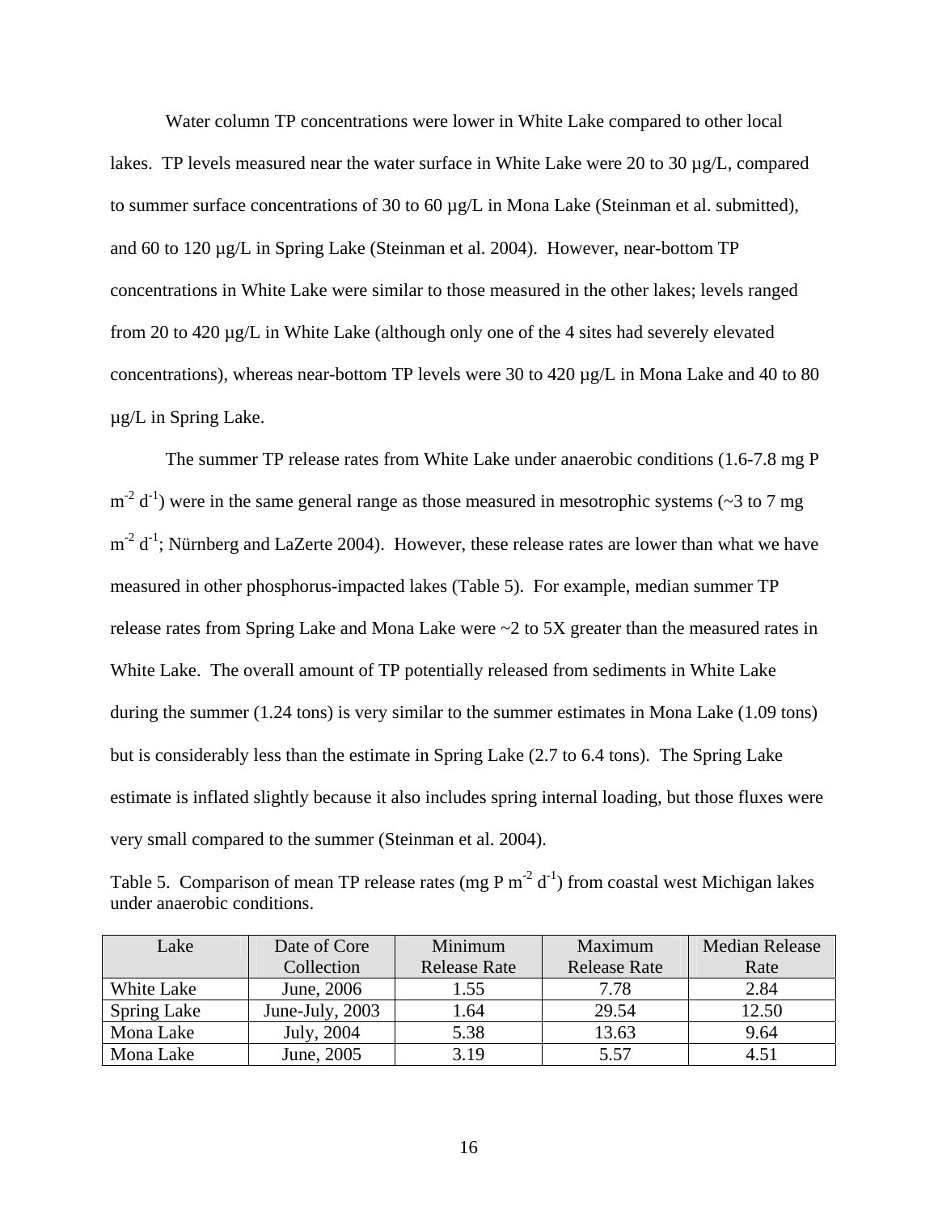Water column TP concentrations were lower in White Lake compared to other local lakes. TP levels measured near the water surface in White Lake were 20 to 30 µg/L, compared to summer surface concentrations of 30 to 60 µg/L in Mona Lake (Steinman et al. submitted), and 60 to 120 µg/L in Spring Lake (Steinman et al. 2004). However, near-bottom TP concentrations in White Lake were similar to those measured in the other lakes; levels ranged from 20 to 420 µg/L in White Lake (although only one of the 4 sites had severely elevated concentrations), whereas near-bottom TP levels were 30 to 420 µg/L in Mona Lake and 40 to 80 µg/L in Spring Lake.

The summer TP release rates from White Lake under anaerobic conditions (1.6-7.8 mg P $m^{-2}$ $d^{-1}$) were in the same general range as those measured in mesotrophic systems (~3 to 7 mg $m^{-2}$ $d^{-1}$; Nürnberg and LaZerte 2004). However, these release rates are lower than what we have measured in other phosphorus-impacted lakes (Table 5). For example, median summer TP release rates from Spring Lake and Mona Lake were ~2 to 5X greater than the measured rates in White Lake. The overall amount of TP potentially released from sediments in White Lake during the summer (1.24 tons) is very similar to the summer estimates in Mona Lake (1.09 tons) but is considerably less than the estimate in Spring Lake (2.7 to 6.4 tons). The Spring Lake estimate is inflated slightly because it also includes spring internal loading, but those fluxes were very small compared to the summer (Steinman et al. 2004).

Table 5. Comparison of mean TP release rates (mg P $m^{-2}$ $d^{-1}$) from coastal west Michigan lakes under anaerobic conditions.

| Lake | Date of Core Collection | Minimum Release Rate | Maximum Release Rate | Median Release Rate |
|---|---|---|---|---|
| White Lake | June, 2006 | 1.55 | 7.78 | 2.84 |
| Spring Lake | June-July, 2003 | 1.64 | 29.54 | 12.50 |
| Mona Lake | July, 2004 | 5.38 | 13.63 | 9.64 |
| Mona Lake | June, 2005 | 3.19 | 5.57 | 4.51 |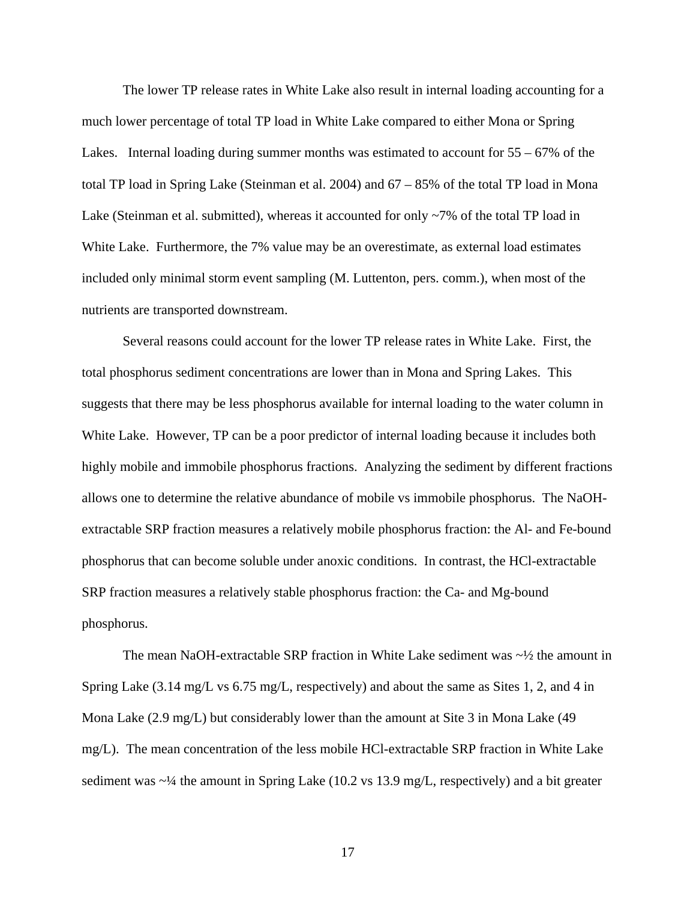The lower TP release rates in White Lake also result in internal loading accounting for a much lower percentage of total TP load in White Lake compared to either Mona or Spring Lakes. Internal loading during summer months was estimated to account for 55 – 67% of the total TP load in Spring Lake (Steinman et al. 2004) and 67 – 85% of the total TP load in Mona Lake (Steinman et al. submitted), whereas it accounted for only ~7% of the total TP load in White Lake. Furthermore, the 7% value may be an overestimate, as external load estimates included only minimal storm event sampling (M. Luttenton, pers. comm.), when most of the nutrients are transported downstream.

Several reasons could account for the lower TP release rates in White Lake. First, the total phosphorus sediment concentrations are lower than in Mona and Spring Lakes. This suggests that there may be less phosphorus available for internal loading to the water column in White Lake. However, TP can be a poor predictor of internal loading because it includes both highly mobile and immobile phosphorus fractions. Analyzing the sediment by different fractions allows one to determine the relative abundance of mobile vs immobile phosphorus. The NaOH-extractable SRP fraction measures a relatively mobile phosphorus fraction: the Al- and Fe-bound phosphorus that can become soluble under anoxic conditions. In contrast, the HCl-extractable SRP fraction measures a relatively stable phosphorus fraction: the Ca- and Mg-bound phosphorus.

The mean NaOH-extractable SRP fraction in White Lake sediment was ~½ the amount in Spring Lake (3.14 mg/L vs 6.75 mg/L, respectively) and about the same as Sites 1, 2, and 4 in Mona Lake (2.9 mg/L) but considerably lower than the amount at Site 3 in Mona Lake (49 mg/L). The mean concentration of the less mobile HCl-extractable SRP fraction in White Lake sediment was ~¼ the amount in Spring Lake (10.2 vs 13.9 mg/L, respectively) and a bit greater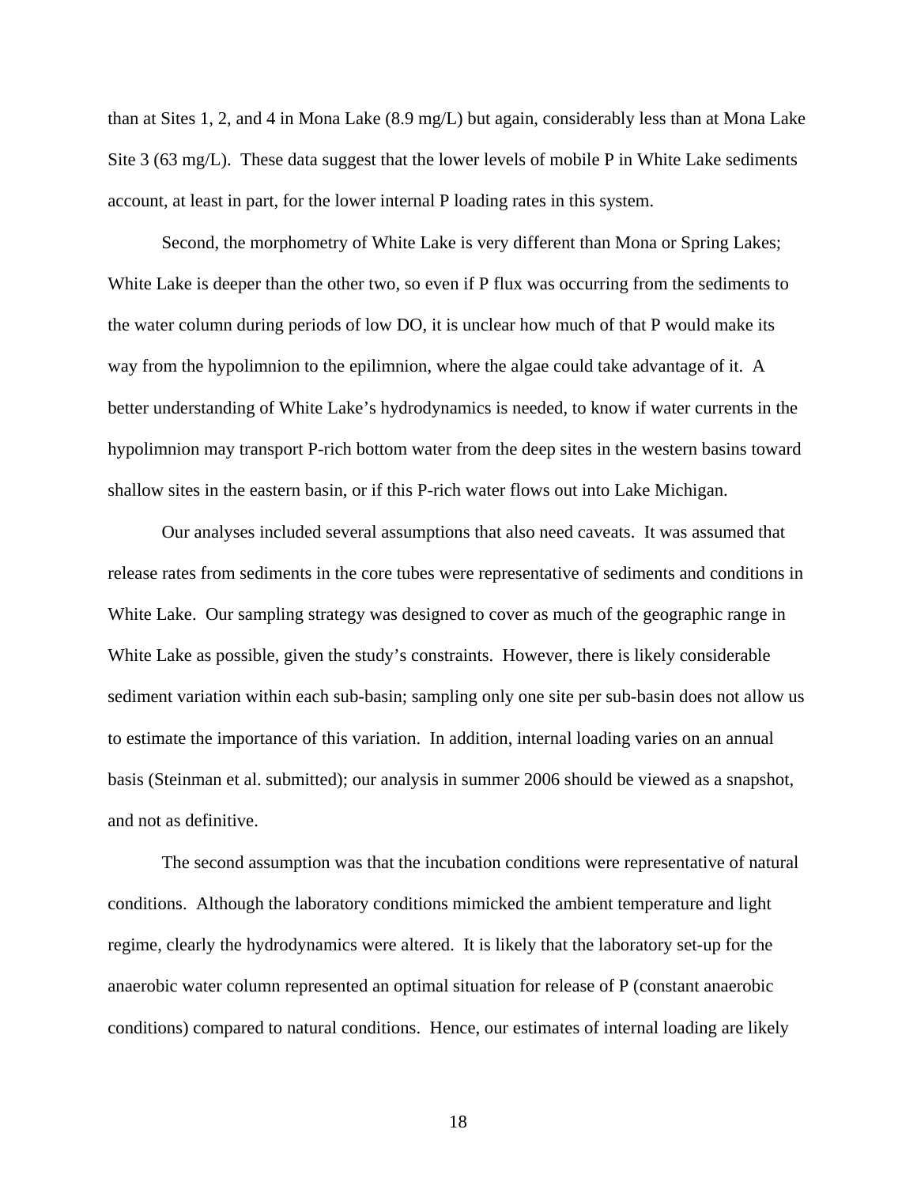than at Sites 1, 2, and 4 in Mona Lake (8.9 mg/L) but again, considerably less than at Mona Lake Site 3 (63 mg/L). These data suggest that the lower levels of mobile P in White Lake sediments account, at least in part, for the lower internal P loading rates in this system.

Second, the morphometry of White Lake is very different than Mona or Spring Lakes; White Lake is deeper than the other two, so even if P flux was occurring from the sediments to the water column during periods of low DO, it is unclear how much of that P would make its way from the hypolimnion to the epilimnion, where the algae could take advantage of it. A better understanding of White Lake's hydrodynamics is needed, to know if water currents in the hypolimnion may transport P-rich bottom water from the deep sites in the western basins toward shallow sites in the eastern basin, or if this P-rich water flows out into Lake Michigan.

Our analyses included several assumptions that also need caveats. It was assumed that release rates from sediments in the core tubes were representative of sediments and conditions in White Lake. Our sampling strategy was designed to cover as much of the geographic range in White Lake as possible, given the study's constraints. However, there is likely considerable sediment variation within each sub-basin; sampling only one site per sub-basin does not allow us to estimate the importance of this variation. In addition, internal loading varies on an annual basis (Steinman et al. submitted); our analysis in summer 2006 should be viewed as a snapshot, and not as definitive.

The second assumption was that the incubation conditions were representative of natural conditions. Although the laboratory conditions mimicked the ambient temperature and light regime, clearly the hydrodynamics were altered. It is likely that the laboratory set-up for the anaerobic water column represented an optimal situation for release of P (constant anaerobic conditions) compared to natural conditions. Hence, our estimates of internal loading are likely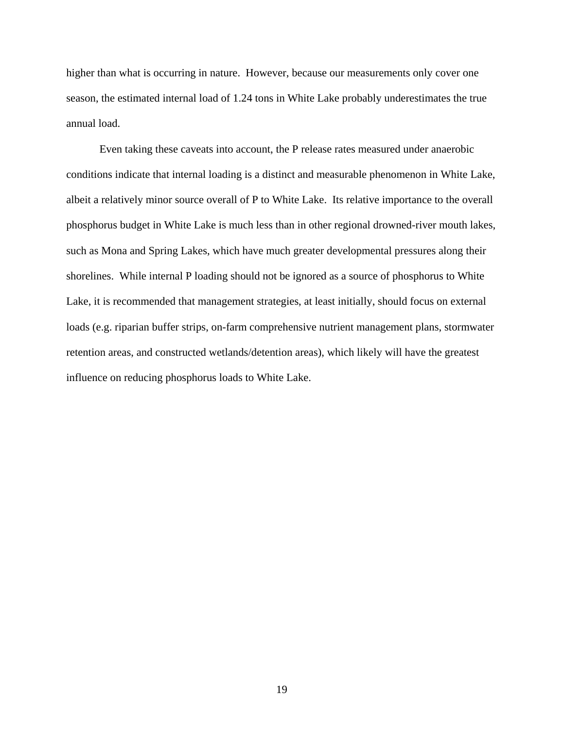higher than what is occurring in nature. However, because our measurements only cover one season, the estimated internal load of 1.24 tons in White Lake probably underestimates the true annual load.

Even taking these caveats into account, the P release rates measured under anaerobic conditions indicate that internal loading is a distinct and measurable phenomenon in White Lake, albeit a relatively minor source overall of P to White Lake. Its relative importance to the overall phosphorus budget in White Lake is much less than in other regional drowned-river mouth lakes, such as Mona and Spring Lakes, which have much greater developmental pressures along their shorelines. While internal P loading should not be ignored as a source of phosphorus to White Lake, it is recommended that management strategies, at least initially, should focus on external loads (e.g. riparian buffer strips, on-farm comprehensive nutrient management plans, stormwater retention areas, and constructed wetlands/detention areas), which likely will have the greatest influence on reducing phosphorus loads to White Lake.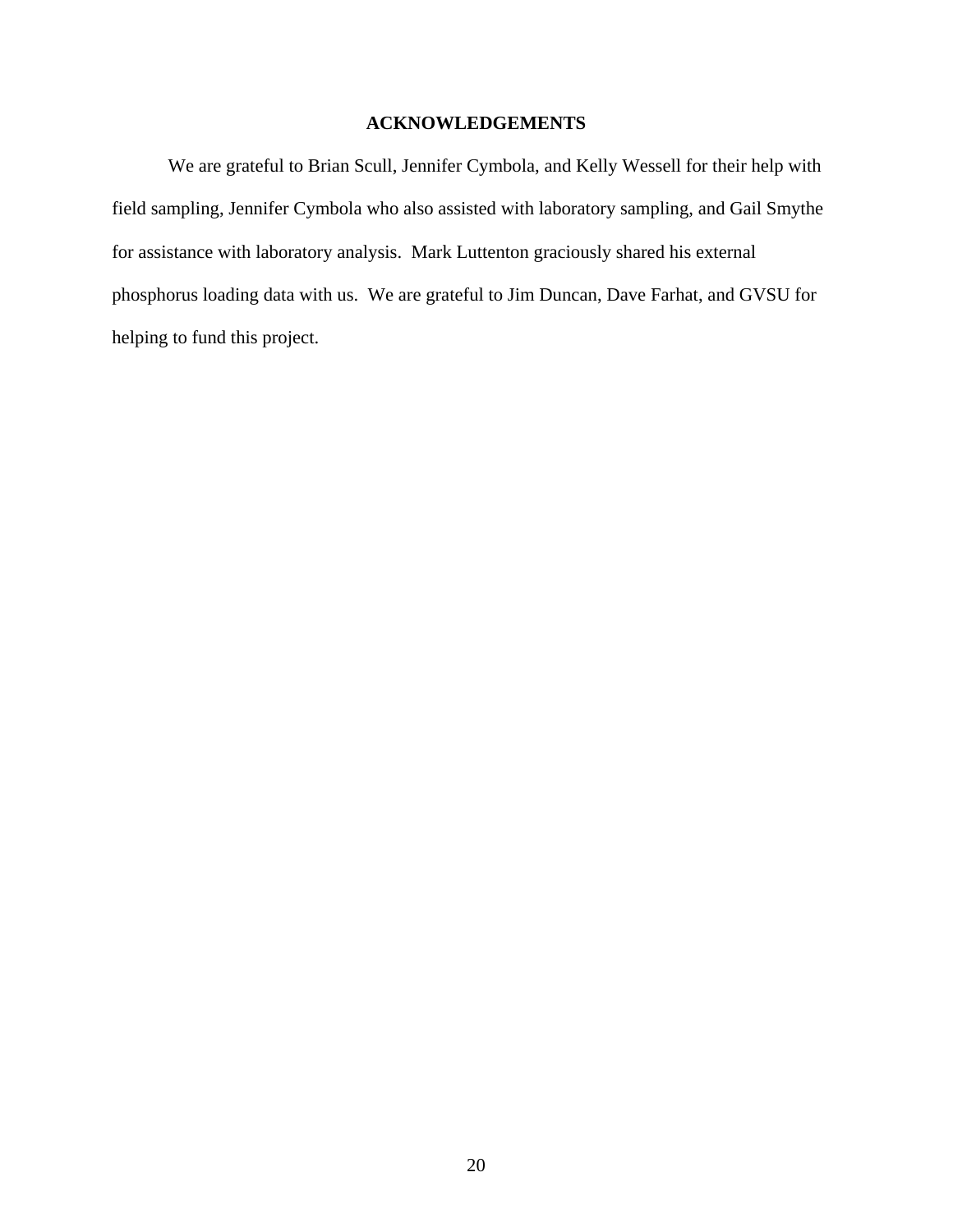## ACKNOWLEDGEMENTS

We are grateful to Brian Scull, Jennifer Cymbola, and Kelly Wessell for their help with field sampling, Jennifer Cymbola who also assisted with laboratory sampling, and Gail Smythe for assistance with laboratory analysis. Mark Luttenton graciously shared his external phosphorus loading data with us. We are grateful to Jim Duncan, Dave Farhat, and GVSU for helping to fund this project.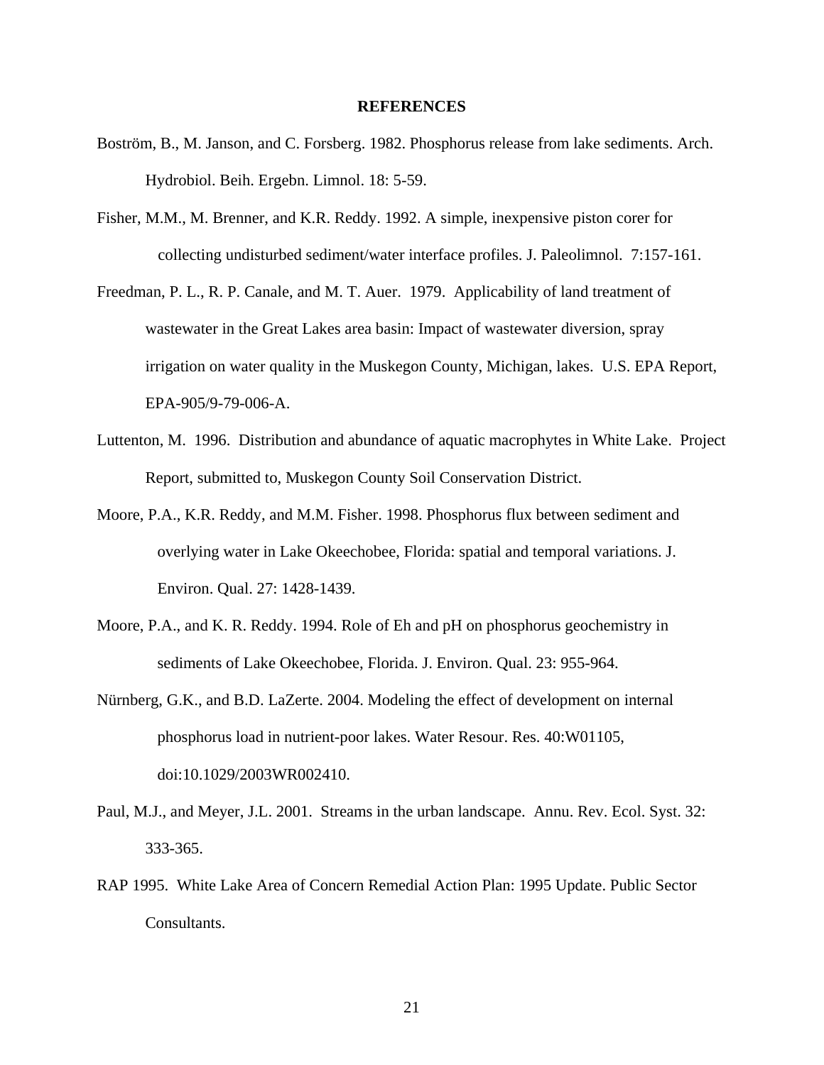**REFERENCES**

Boström, B., M. Janson, and C. Forsberg. 1982. Phosphorus release from lake sediments. Arch. Hydrobiol. Beih. Ergebn. Limnol. 18: 5-59.

Fisher, M.M., M. Brenner, and K.R. Reddy. 1992. A simple, inexpensive piston corer for collecting undisturbed sediment/water interface profiles. J. Paleolimnol. 7:157-161.

Freedman, P. L., R. P. Canale, and M. T. Auer. 1979. Applicability of land treatment of wastewater in the Great Lakes area basin: Impact of wastewater diversion, spray irrigation on water quality in the Muskegon County, Michigan, lakes. U.S. EPA Report, EPA-905/9-79-006-A.

Luttenton, M. 1996. Distribution and abundance of aquatic macrophytes in White Lake. Project Report, submitted to, Muskegon County Soil Conservation District.

Moore, P.A., K.R. Reddy, and M.M. Fisher. 1998. Phosphorus flux between sediment and overlying water in Lake Okeechobee, Florida: spatial and temporal variations. J. Environ. Qual. 27: 1428-1439.

Moore, P.A., and K. R. Reddy. 1994. Role of Eh and pH on phosphorus geochemistry in sediments of Lake Okeechobee, Florida. J. Environ. Qual. 23: 955-964.

Nürnberg, G.K., and B.D. LaZerte. 2004. Modeling the effect of development on internal phosphorus load in nutrient-poor lakes. Water Resour. Res. 40:W01105, doi:10.1029/2003WR002410.

Paul, M.J., and Meyer, J.L. 2001. Streams in the urban landscape. Annu. Rev. Ecol. Syst. 32: 333-365.

RAP 1995. White Lake Area of Concern Remedial Action Plan: 1995 Update. Public Sector Consultants.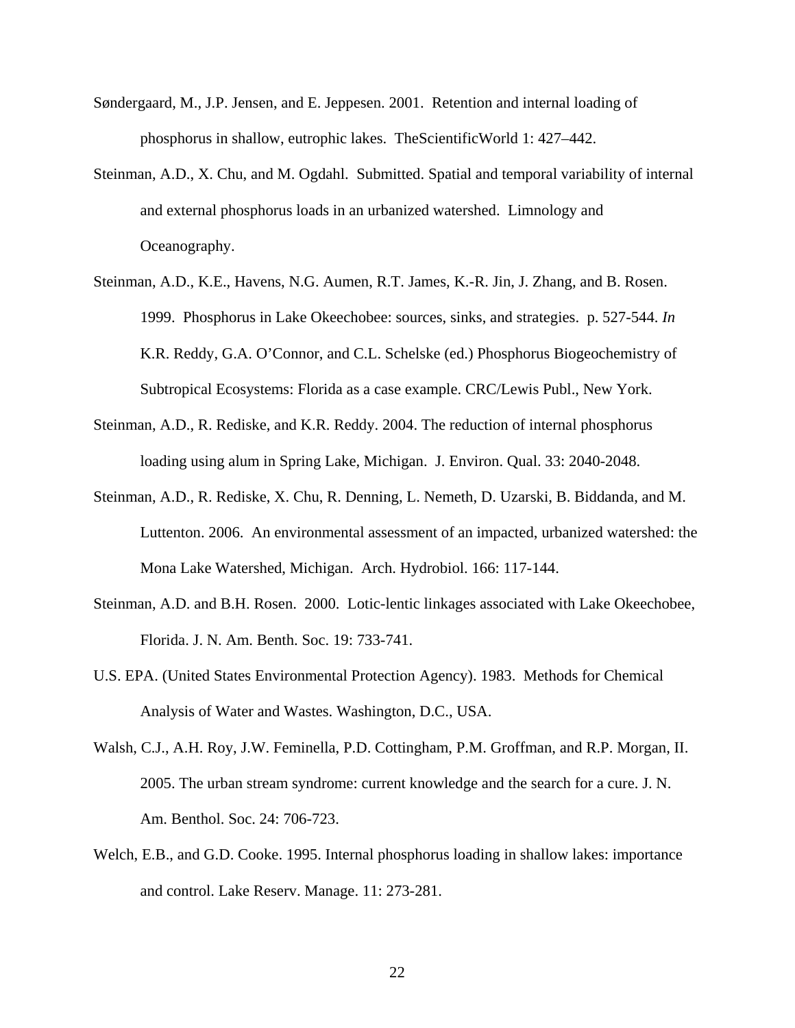Søndergaard, M., J.P. Jensen, and E. Jeppesen. 2001. Retention and internal loading of phosphorus in shallow, eutrophic lakes. TheScientificWorld 1: 427–442.

Steinman, A.D., X. Chu, and M. Ogdahl. Submitted. Spatial and temporal variability of internal and external phosphorus loads in an urbanized watershed. Limnology and Oceanography.

Steinman, A.D., K.E., Havens, N.G. Aumen, R.T. James, K.-R. Jin, J. Zhang, and B. Rosen. 1999. Phosphorus in Lake Okeechobee: sources, sinks, and strategies. p. 527-544. *In* K.R. Reddy, G.A. O'Connor, and C.L. Schelske (ed.) Phosphorus Biogeochemistry of Subtropical Ecosystems: Florida as a case example. CRC/Lewis Publ., New York.

Steinman, A.D., R. Rediske, and K.R. Reddy. 2004. The reduction of internal phosphorus loading using alum in Spring Lake, Michigan. J. Environ. Qual. 33: 2040-2048.

Steinman, A.D., R. Rediske, X. Chu, R. Denning, L. Nemeth, D. Uzarski, B. Biddanda, and M. Luttenton. 2006. An environmental assessment of an impacted, urbanized watershed: the Mona Lake Watershed, Michigan. Arch. Hydrobiol. 166: 117-144.

Steinman, A.D. and B.H. Rosen. 2000. Lotic-lentic linkages associated with Lake Okeechobee, Florida. J. N. Am. Benth. Soc. 19: 733-741.

U.S. EPA. (United States Environmental Protection Agency). 1983. Methods for Chemical Analysis of Water and Wastes. Washington, D.C., USA.

Walsh, C.J., A.H. Roy, J.W. Feminella, P.D. Cottingham, P.M. Groffman, and R.P. Morgan, II. 2005. The urban stream syndrome: current knowledge and the search for a cure. J. N. Am. Benthol. Soc. 24: 706-723.

Welch, E.B., and G.D. Cooke. 1995. Internal phosphorus loading in shallow lakes: importance and control. Lake Reserv. Manage. 11: 273-281.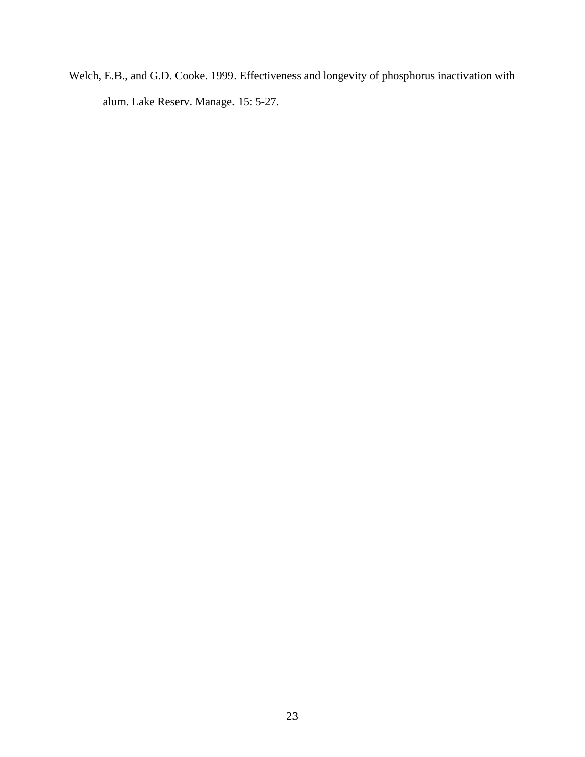Welch, E.B., and G.D. Cooke. 1999. Effectiveness and longevity of phosphorus inactivation with alum. Lake Reserv. Manage. 15: 5-27.